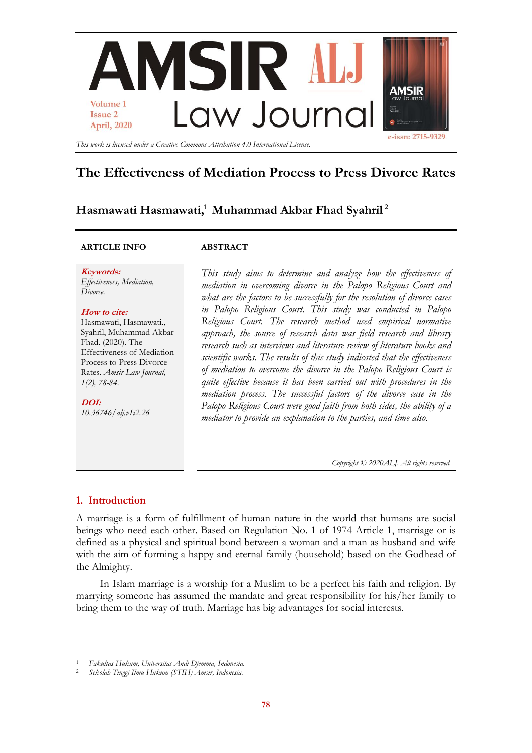# The Effectiveness of Mediation Process to Press Divorce Rates

**Hasmawati Hasmawati,[1] Muhammad Akbar Fhad Syahril[2]**

**ARTICLE INFO**

***Keywords:***
*Effectiveness, Mediation, Divorce.*

***How to cite:***
Hasmawati, Hasmawati., Syahril, Muhammad Akbar Fhad. (2020). The Effectiveness of Mediation Process to Press Divorce Rates. *Amsir Law Journal, 1(2), 78-84.*

***DOI:***
*10.36746/alj.v1i2.26*

**ABSTRACT**

*This study aims to determine and analyze how the effectiveness of mediation in overcoming divorce in the Palopo Religious Court and what are the factors to be successfully for the resolution of divorce cases in Palopo Religious Court. This study was conducted in Palopo Religious Court. The research method used empirical normative approach, the source of research data was field research and library research such as interviews and literature review of literature books and scientific works. The results of this study indicated that the effectiveness of mediation to overcome the divorce in the Palopo Religious Court is quite effective because it has been carried out with procedures in the mediation process. The successful factors of the divorce case in the Palopo Religious Court were good faith from both sides, the ability of a mediator to provide an explanation to the parties, and time also.*

*Copyright © 2020ALJ. All rights reserved.*

## 1. Introduction

A marriage is a form of fulfillment of human nature in the world that humans are social beings who need each other. Based on Regulation No. 1 of 1974 Article 1, marriage or is defined as a physical and spiritual bond between a woman and a man as husband and wife with the aim of forming a happy and eternal family (household) based on the Godhead of the Almighty.

In Islam marriage is a worship for a Muslim to be a perfect his faith and religion. By marrying someone has assumed the mandate and great responsibility for his/her family to bring them to the way of truth. Marriage has big advantages for social interests.

---

[1] *Fakultas Hukum, Universitas Andi Djemma, Indonesia.*
[2] *Sekolah Tinggi Ilmu Hukum (STIH) Amsir, Indonesia.*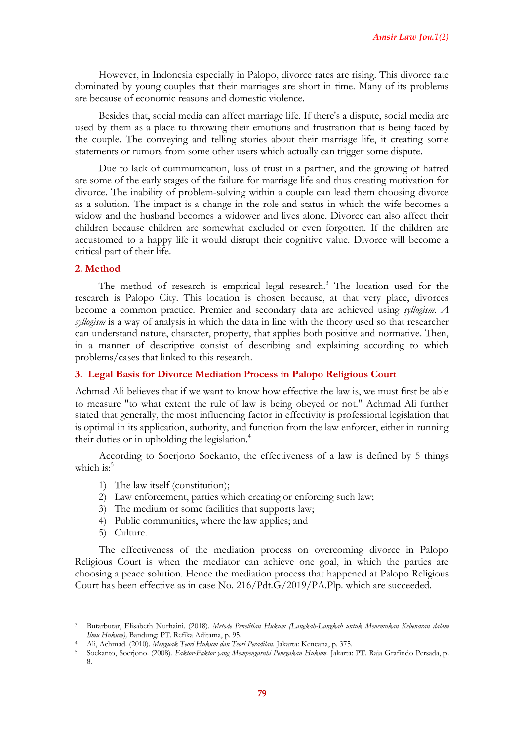However, in Indonesia especially in Palopo, divorce rates are rising. This divorce rate dominated by young couples that their marriages are short in time. Many of its problems are because of economic reasons and domestic violence.

Besides that, social media can affect marriage life. If there's a dispute, social media are used by them as a place to throwing their emotions and frustration that is being faced by the couple. The conveying and telling stories about their marriage life, it creating some statements or rumors from some other users which actually can trigger some dispute.

Due to lack of communication, loss of trust in a partner, and the growing of hatred are some of the early stages of the failure for marriage life and thus creating motivation for divorce. The inability of problem-solving within a couple can lead them choosing divorce as a solution. The impact is a change in the role and status in which the wife becomes a widow and the husband becomes a widower and lives alone. Divorce can also affect their children because children are somewhat excluded or even forgotten. If the children are accustomed to a happy life it would disrupt their cognitive value. Divorce will become a critical part of their life.

## 2. Method

The method of research is empirical legal research.[3] The location used for the research is Palopo City. This location is chosen because, at that very place, divorces become a common practice. Premier and secondary data are achieved using *syllogism*. *A syllogism* is a way of analysis in which the data in line with the theory used so that researcher can understand nature, character, property, that applies both positive and normative. Then, in a manner of descriptive consist of describing and explaining according to which problems/cases that linked to this research.

## 3. Legal Basis for Divorce Mediation Process in Palopo Religious Court

Achmad Ali believes that if we want to know how effective the law is, we must first be able to measure "to what extent the rule of law is being obeyed or not." Achmad Ali further stated that generally, the most influencing factor in effectivity is professional legislation that is optimal in its application, authority, and function from the law enforcer, either in running their duties or in upholding the legislation.[4]

According to Soerjono Soekanto, the effectiveness of a law is defined by 5 things which is:[5]

1) The law itself (constitution);
2) Law enforcement, parties which creating or enforcing such law;
3) The medium or some facilities that supports law;
4) Public communities, where the law applies; and
5) Culture.

The effectiveness of the mediation process on overcoming divorce in Palopo Religious Court is when the mediator can achieve one goal, in which the parties are choosing a peace solution. Hence the mediation process that happened at Palopo Religious Court has been effective as in case No. 216/Pdt.G/2019/PA.Plp. which are succeeded.

---

[3] Butarbutar, Elisabeth Nurhaini. (2018). *Metode Penelitian Hukum (Langkah-Langkah untuk Menemukan Kebenaran dalam Ilmu Hukum),* Bandung: PT. Refika Aditama, p. 95.

[4] Ali, Achmad. (2010). *Menguak Teori Hukum dan Teori Peradilan*. Jakarta: Kencana, p. 375.

[5] Soekanto, Soerjono. (2008). *Faktor-Faktor yang Mempengaruhi Penegakan Hukum*. Jakarta: PT. Raja Grafindo Persada, p. 8.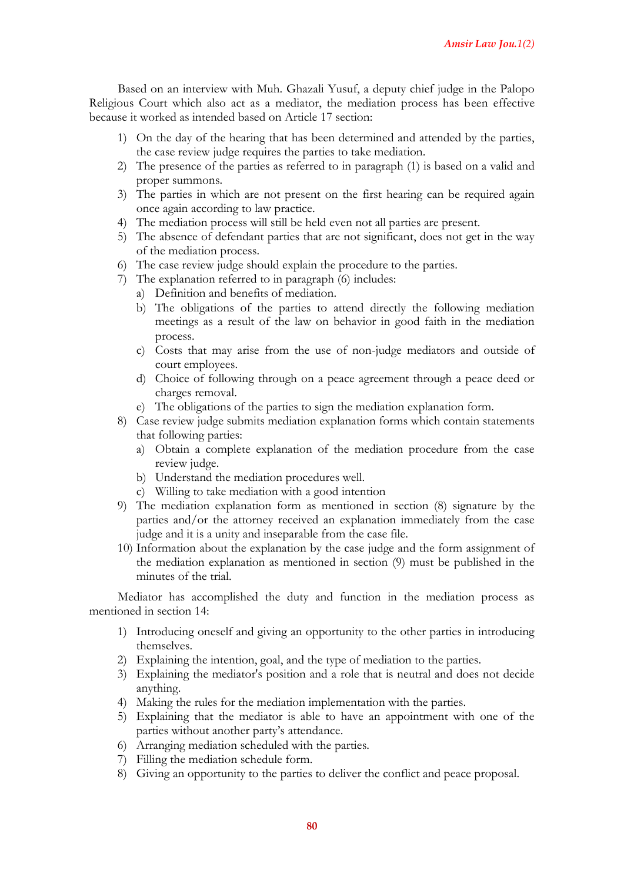Based on an interview with Muh. Ghazali Yusuf, a deputy chief judge in the Palopo Religious Court which also act as a mediator, the mediation process has been effective because it worked as intended based on Article 17 section:

1) On the day of the hearing that has been determined and attended by the parties, the case review judge requires the parties to take mediation.
2) The presence of the parties as referred to in paragraph (1) is based on a valid and proper summons.
3) The parties in which are not present on the first hearing can be required again once again according to law practice.
4) The mediation process will still be held even not all parties are present.
5) The absence of defendant parties that are not significant, does not get in the way of the mediation process.
6) The case review judge should explain the procedure to the parties.
7) The explanation referred to in paragraph (6) includes:
    a) Definition and benefits of mediation.
    b) The obligations of the parties to attend directly the following mediation meetings as a result of the law on behavior in good faith in the mediation process.
    c) Costs that may arise from the use of non-judge mediators and outside of court employees.
    d) Choice of following through on a peace agreement through a peace deed or charges removal.
    e) The obligations of the parties to sign the mediation explanation form.
8) Case review judge submits mediation explanation forms which contain statements that following parties:
    a) Obtain a complete explanation of the mediation procedure from the case review judge.
    b) Understand the mediation procedures well.
    c) Willing to take mediation with a good intention
9) The mediation explanation form as mentioned in section (8) signature by the parties and/or the attorney received an explanation immediately from the case judge and it is a unity and inseparable from the case file.
10) Information about the explanation by the case judge and the form assignment of the mediation explanation as mentioned in section (9) must be published in the minutes of the trial.

Mediator has accomplished the duty and function in the mediation process as mentioned in section 14:

1) Introducing oneself and giving an opportunity to the other parties in introducing themselves.
2) Explaining the intention, goal, and the type of mediation to the parties.
3) Explaining the mediator's position and a role that is neutral and does not decide anything.
4) Making the rules for the mediation implementation with the parties.
5) Explaining that the mediator is able to have an appointment with one of the parties without another party's attendance.
6) Arranging mediation scheduled with the parties.
7) Filling the mediation schedule form.
8) Giving an opportunity to the parties to deliver the conflict and peace proposal.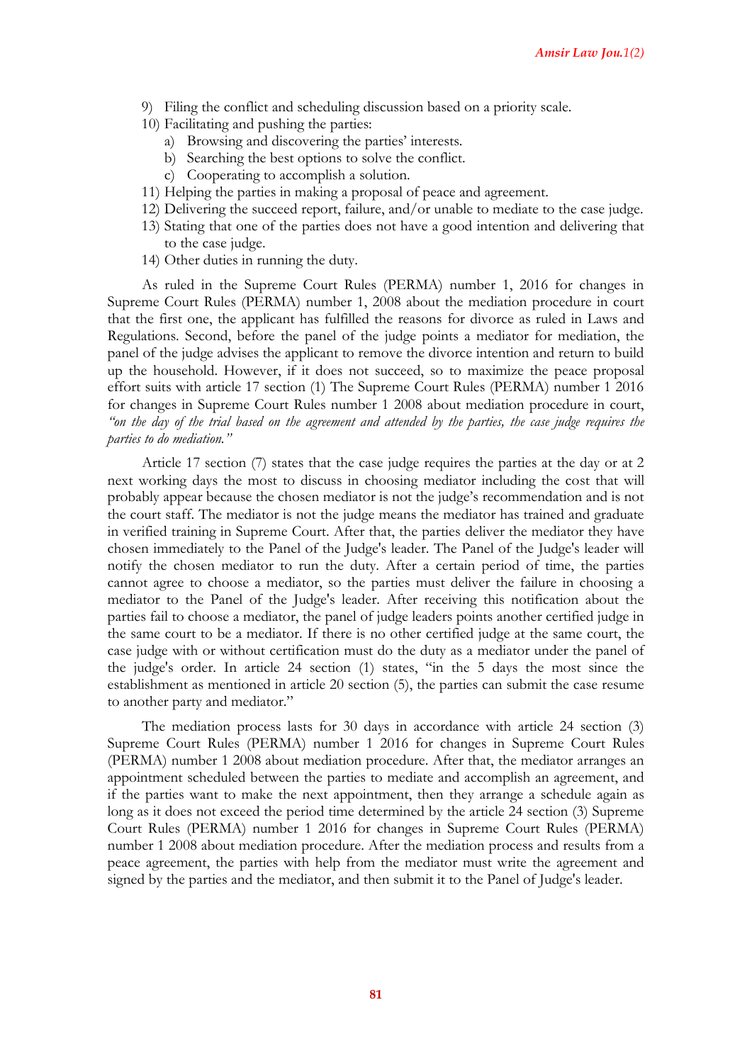9) Filing the conflict and scheduling discussion based on a priority scale.
10) Facilitating and pushing the parties:
    a) Browsing and discovering the parties' interests.
    b) Searching the best options to solve the conflict.
    c) Cooperating to accomplish a solution.
11) Helping the parties in making a proposal of peace and agreement.
12) Delivering the succeed report, failure, and/or unable to mediate to the case judge.
13) Stating that one of the parties does not have a good intention and delivering that to the case judge.
14) Other duties in running the duty.

As ruled in the Supreme Court Rules (PERMA) number 1, 2016 for changes in Supreme Court Rules (PERMA) number 1, 2008 about the mediation procedure in court that the first one, the applicant has fulfilled the reasons for divorce as ruled in Laws and Regulations. Second, before the panel of the judge points a mediator for mediation, the panel of the judge advises the applicant to remove the divorce intention and return to build up the household. However, if it does not succeed, so to maximize the peace proposal effort suits with article 17 section (1) The Supreme Court Rules (PERMA) number 1 2016 for changes in Supreme Court Rules number 1 2008 about mediation procedure in court, *"on the day of the trial based on the agreement and attended by the parties, the case judge requires the parties to do mediation."*

Article 17 section (7) states that the case judge requires the parties at the day or at 2 next working days the most to discuss in choosing mediator including the cost that will probably appear because the chosen mediator is not the judge's recommendation and is not the court staff. The mediator is not the judge means the mediator has trained and graduate in verified training in Supreme Court. After that, the parties deliver the mediator they have chosen immediately to the Panel of the Judge's leader. The Panel of the Judge's leader will notify the chosen mediator to run the duty. After a certain period of time, the parties cannot agree to choose a mediator, so the parties must deliver the failure in choosing a mediator to the Panel of the Judge's leader. After receiving this notification about the parties fail to choose a mediator, the panel of judge leaders points another certified judge in the same court to be a mediator. If there is no other certified judge at the same court, the case judge with or without certification must do the duty as a mediator under the panel of the judge's order. In article 24 section (1) states, "in the 5 days the most since the establishment as mentioned in article 20 section (5), the parties can submit the case resume to another party and mediator."

The mediation process lasts for 30 days in accordance with article 24 section (3) Supreme Court Rules (PERMA) number 1 2016 for changes in Supreme Court Rules (PERMA) number 1 2008 about mediation procedure. After that, the mediator arranges an appointment scheduled between the parties to mediate and accomplish an agreement, and if the parties want to make the next appointment, then they arrange a schedule again as long as it does not exceed the period time determined by the article 24 section (3) Supreme Court Rules (PERMA) number 1 2016 for changes in Supreme Court Rules (PERMA) number 1 2008 about mediation procedure. After the mediation process and results from a peace agreement, the parties with help from the mediator must write the agreement and signed by the parties and the mediator, and then submit it to the Panel of Judge's leader.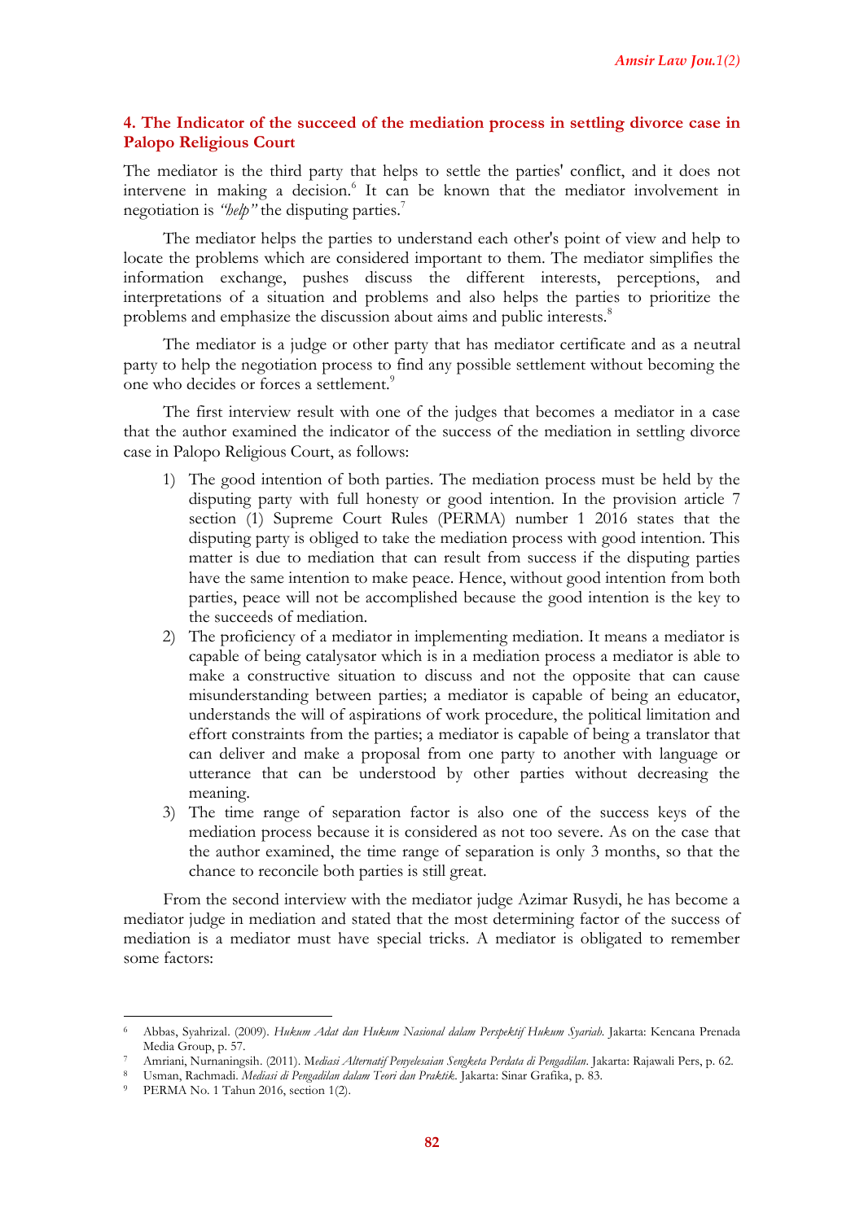## 4. The Indicator of the succeed of the mediation process in settling divorce case in Palopo Religious Court

The mediator is the third party that helps to settle the parties' conflict, and it does not intervene in making a decision.[6] It can be known that the mediator involvement in negotiation is *"help"* the disputing parties.[7]

The mediator helps the parties to understand each other's point of view and help to locate the problems which are considered important to them. The mediator simplifies the information exchange, pushes discuss the different interests, perceptions, and interpretations of a situation and problems and also helps the parties to prioritize the problems and emphasize the discussion about aims and public interests.[8]

The mediator is a judge or other party that has mediator certificate and as a neutral party to help the negotiation process to find any possible settlement without becoming the one who decides or forces a settlement.[9]

The first interview result with one of the judges that becomes a mediator in a case that the author examined the indicator of the success of the mediation in settling divorce case in Palopo Religious Court, as follows:

1) The good intention of both parties. The mediation process must be held by the disputing party with full honesty or good intention. In the provision article 7 section (1) Supreme Court Rules (PERMA) number 1 2016 states that the disputing party is obliged to take the mediation process with good intention. This matter is due to mediation that can result from success if the disputing parties have the same intention to make peace. Hence, without good intention from both parties, peace will not be accomplished because the good intention is the key to the succeeds of mediation.
2) The proficiency of a mediator in implementing mediation. It means a mediator is capable of being catalysator which is in a mediation process a mediator is able to make a constructive situation to discuss and not the opposite that can cause misunderstanding between parties; a mediator is capable of being an educator, understands the will of aspirations of work procedure, the political limitation and effort constraints from the parties; a mediator is capable of being a translator that can deliver and make a proposal from one party to another with language or utterance that can be understood by other parties without decreasing the meaning.
3) The time range of separation factor is also one of the success keys of the mediation process because it is considered as not too severe. As on the case that the author examined, the time range of separation is only 3 months, so that the chance to reconcile both parties is still great.

From the second interview with the mediator judge Azimar Rusydi, he has become a mediator judge in mediation and stated that the most determining factor of the success of mediation is a mediator must have special tricks. A mediator is obligated to remember some factors:

---

[6] Abbas, Syahrizal. (2009). *Hukum Adat dan Hukum Nasional dalam Perspektif Hukum Syariah*. Jakarta: Kencana Prenada Media Group, p. 57.

[7] Amriani, Nurnaningsih. (2011). *Mediasi Alternatif Penyelesaian Sengketa Perdata di Pengadilan*. Jakarta: Rajawali Pers, p. 62.

[8] Usman, Rachmadi. *Mediasi di Pengadilan dalam Teori dan Praktik*. Jakarta: Sinar Grafika, p. 83.

[9] PERMA No. 1 Tahun 2016, section 1(2).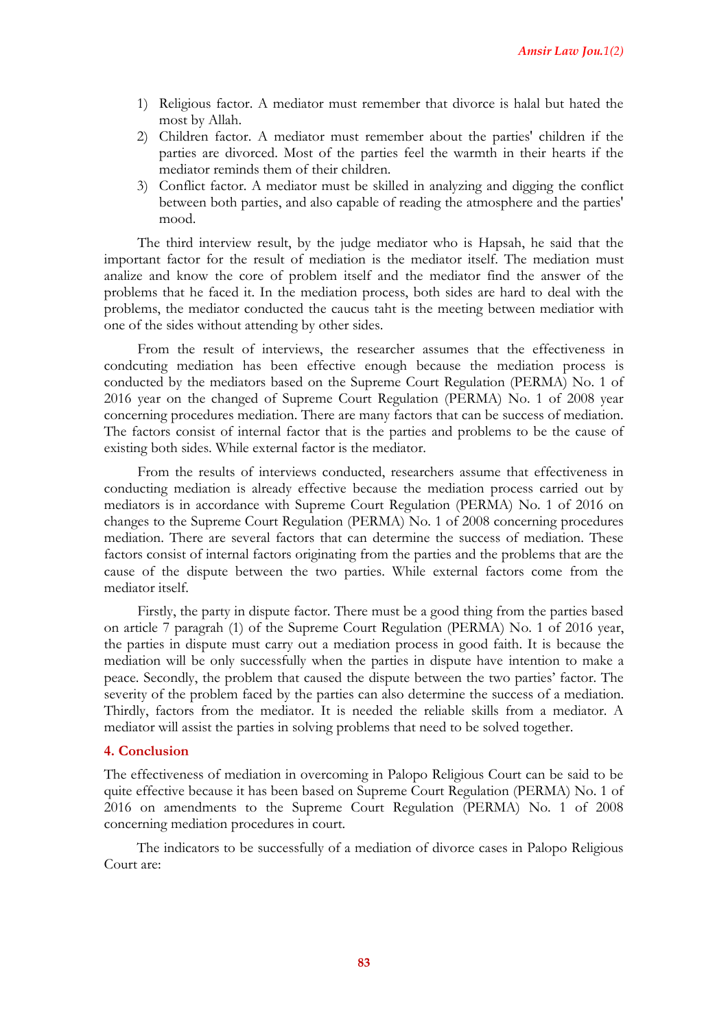1) Religious factor. A mediator must remember that divorce is halal but hated the most by Allah.
2) Children factor. A mediator must remember about the parties' children if the parties are divorced. Most of the parties feel the warmth in their hearts if the mediator reminds them of their children.
3) Conflict factor. A mediator must be skilled in analyzing and digging the conflict between both parties, and also capable of reading the atmosphere and the parties' mood.

The third interview result, by the judge mediator who is Hapsah, he said that the important factor for the result of mediation is the mediator itself. The mediation must analize and know the core of problem itself and the mediator find the answer of the problems that he faced it. In the mediation process, both sides are hard to deal with the problems, the mediator conducted the caucus taht is the meeting between mediatior with one of the sides without attending by other sides.

From the result of interviews, the researcher assumes that the effectiveness in condcuting mediation has been effective enough because the mediation process is conducted by the mediators based on the Supreme Court Regulation (PERMA) No. 1 of 2016 year on the changed of Supreme Court Regulation (PERMA) No. 1 of 2008 year concerning procedures mediation. There are many factors that can be success of mediation. The factors consist of internal factor that is the parties and problems to be the cause of existing both sides. While external factor is the mediator.

From the results of interviews conducted, researchers assume that effectiveness in conducting mediation is already effective because the mediation process carried out by mediators is in accordance with Supreme Court Regulation (PERMA) No. 1 of 2016 on changes to the Supreme Court Regulation (PERMA) No. 1 of 2008 concerning procedures mediation. There are several factors that can determine the success of mediation. These factors consist of internal factors originating from the parties and the problems that are the cause of the dispute between the two parties. While external factors come from the mediator itself.

Firstly, the party in dispute factor. There must be a good thing from the parties based on article 7 paragrah (1) of the Supreme Court Regulation (PERMA) No. 1 of 2016 year, the parties in dispute must carry out a mediation process in good faith. It is because the mediation will be only successfully when the parties in dispute have intention to make a peace. Secondly, the problem that caused the dispute between the two parties' factor. The severity of the problem faced by the parties can also determine the success of a mediation. Thirdly, factors from the mediator. It is needed the reliable skills from a mediator. A mediator will assist the parties in solving problems that need to be solved together.

## 4. Conclusion

The effectiveness of mediation in overcoming in Palopo Religious Court can be said to be quite effective because it has been based on Supreme Court Regulation (PERMA) No. 1 of 2016 on amendments to the Supreme Court Regulation (PERMA) No. 1 of 2008 concerning mediation procedures in court.

The indicators to be successfully of a mediation of divorce cases in Palopo Religious Court are: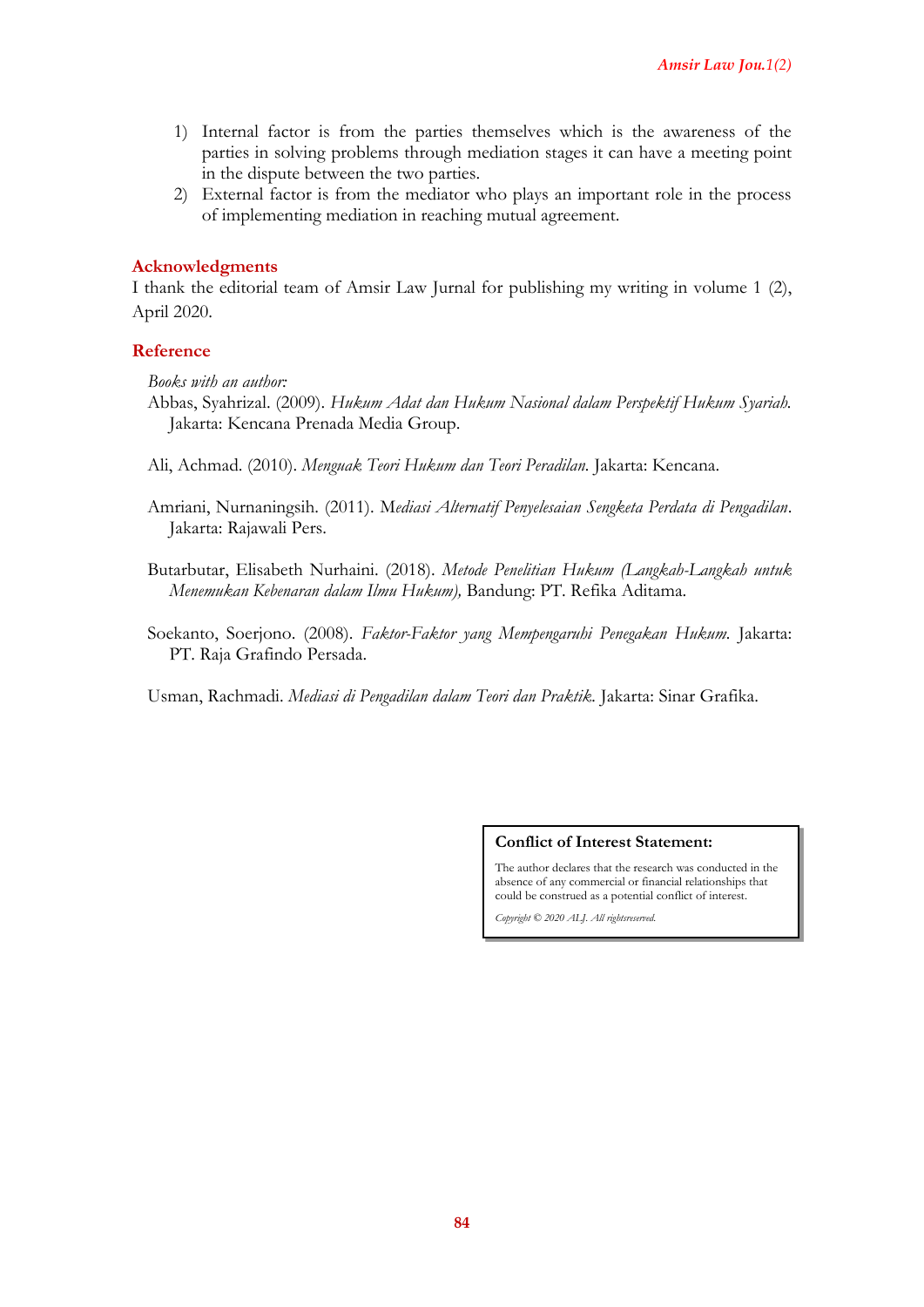1) Internal factor is from the parties themselves which is the awareness of the parties in solving problems through mediation stages it can have a meeting point in the dispute between the two parties.
2) External factor is from the mediator who plays an important role in the process of implementing mediation in reaching mutual agreement.

## Acknowledgments

I thank the editorial team of Amsir Law Jurnal for publishing my writing in volume 1 (2), April 2020.

## Reference

*Books with an author:*

Abbas, Syahrizal. (2009). *Hukum Adat dan Hukum Nasional dalam Perspektif Hukum Syariah.* Jakarta: Kencana Prenada Media Group.

Ali, Achmad. (2010). *Menguak Teori Hukum dan Teori Peradilan.* Jakarta: Kencana.

Amriani, Nurnaningsih. (2011). M*ediasi Alternatif Penyelesaian Sengketa Perdata di Pengadilan*. Jakarta: Rajawali Pers.

Butarbutar, Elisabeth Nurhaini. (2018). *Metode Penelitian Hukum (Langkah-Langkah untuk Menemukan Kebenaran dalam Ilmu Hukum),* Bandung: PT. Refika Aditama.

Soekanto, Soerjono. (2008). *Faktor-Faktor yang Mempengaruhi Penegakan Hukum.* Jakarta: PT. Raja Grafindo Persada.

Usman, Rachmadi. *Mediasi di Pengadilan dalam Teori dan Praktik.* Jakarta: Sinar Grafika.

**Conflict of Interest Statement:**

The author declares that the research was conducted in the absence of any commercial or financial relationships that could be construed as a potential conflict of interest.

*Copyright © 2020 ALJ. All rightsreserved.*